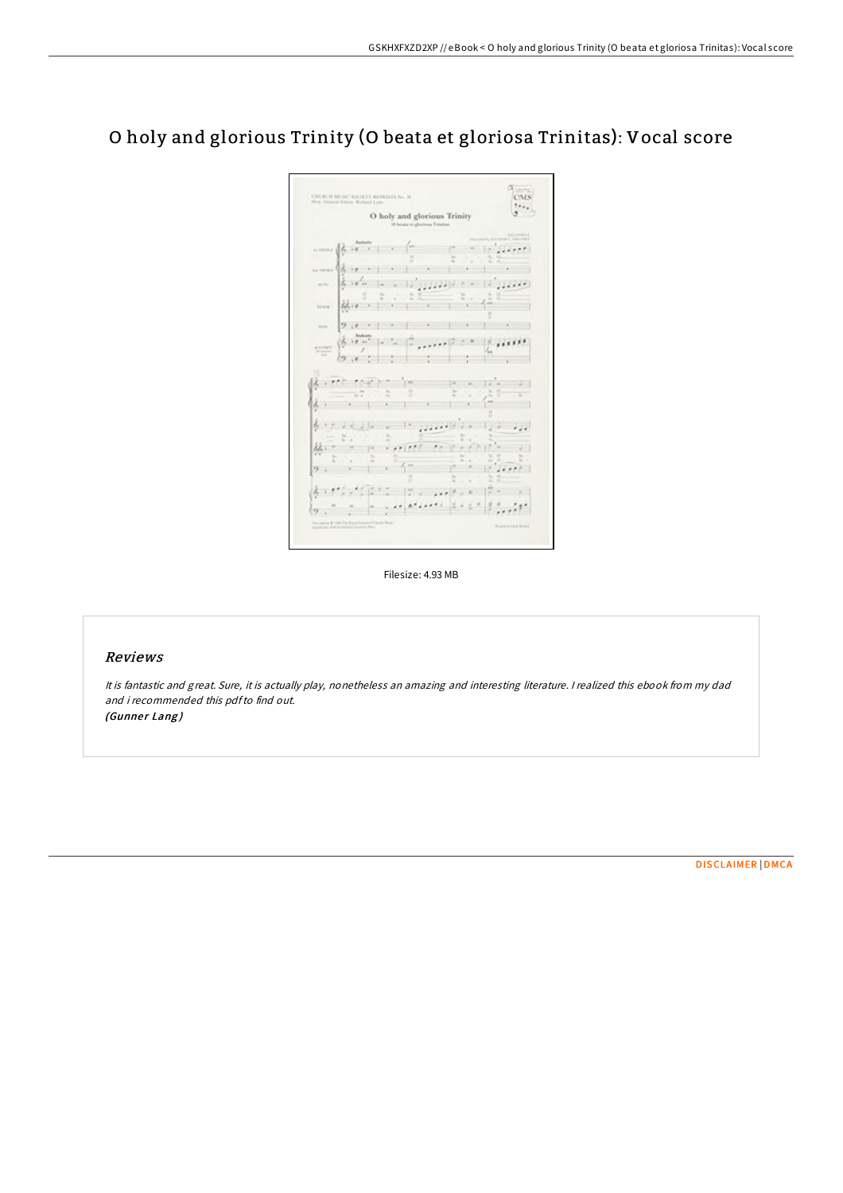# O holy and glorious Trinity (O beata et gloriosa Trinitas): Vocal score

Filesize: 4.93 MB

## *Reviews*

*It is fantastic and great. Sure, it is actually play, nonetheless an amazing and interesting literature. I realized this ebook from my dad and i recommended this pdf to find out.*
*(Gunner Lang)*

DISCLAIMER | DMCA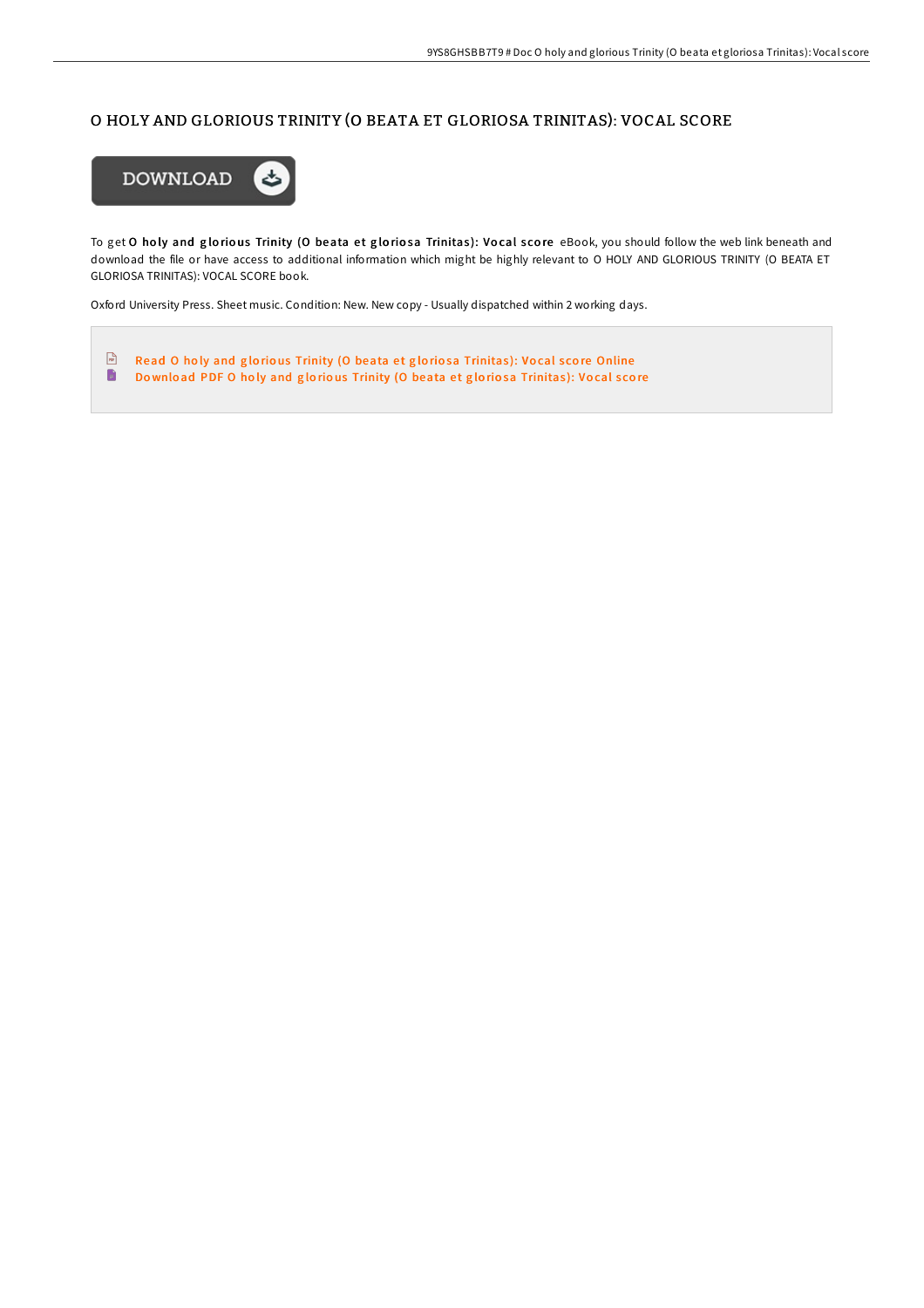# O HOLY AND GLORIOUS TRINITY (O BEATA ET GLORIOSA TRINITAS): VOCAL SCORE

DOWNLOAD

To get **O holy and glorious Trinity (O beata et gloriosa Trinitas): Vocal score** eBook, you should follow the web link beneath and download the file or have access to additional information which might be highly relevant to O HOLY AND GLORIOUS TRINITY (O BEATA ET GLORIOSA TRINITAS): VOCAL SCORE book.

Oxford University Press. Sheet music. Condition: New. New copy - Usually dispatched within 2 working days.

- Read O holy and glorious Trinity (O beata et gloriosa Trinitas): Vocal score Online
- Download PDF O holy and glorious Trinity (O beata et gloriosa Trinitas): Vocal score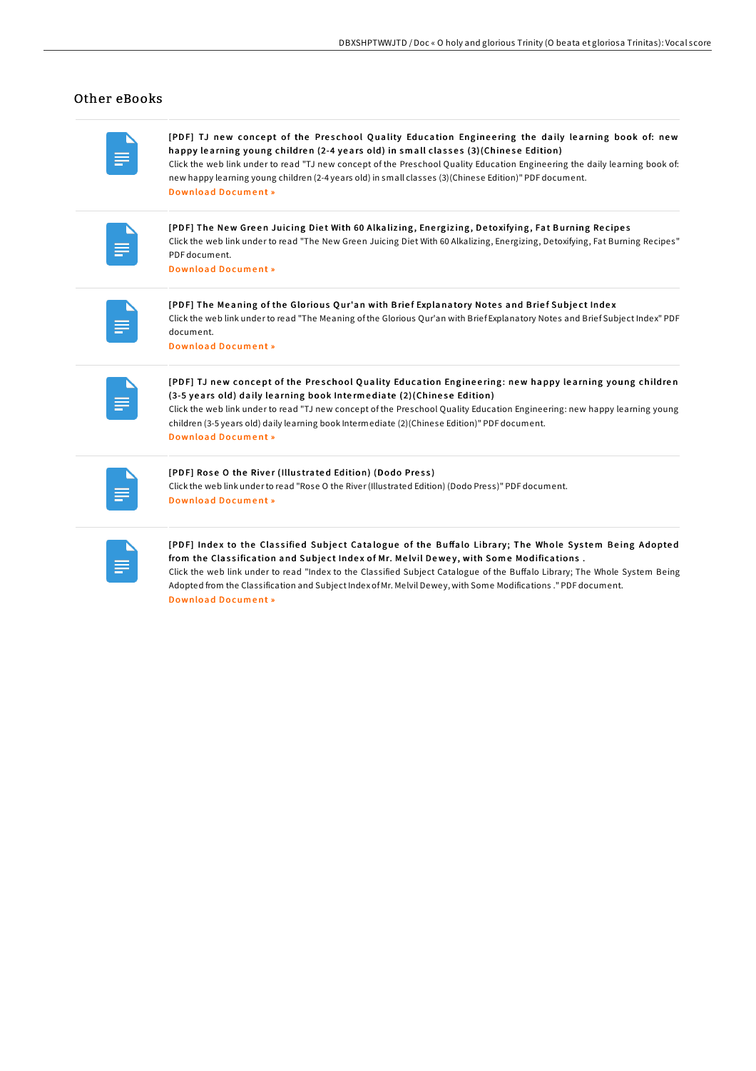## Other eBooks

**[PDF] TJ new concept of the Preschool Quality Education Engineering the daily learning book of: new happy learning young children (2-4 years old) in small classes (3)(Chinese Edition)**

Click the web link under to read "TJ new concept of the Preschool Quality Education Engineering the daily learning book of: new happy learning young children (2-4 years old) in small classes (3)(Chinese Edition)" PDF document.

Download Document »

**[PDF] The New Green Juicing Diet With 60 Alkalizing, Energizing, Detoxifying, Fat Burning Recipes**

Click the web link under to read "The New Green Juicing Diet With 60 Alkalizing, Energizing, Detoxifying, Fat Burning Recipes" PDF document.

Download Document »

**[PDF] The Meaning of the Glorious Qur'an with Brief Explanatory Notes and Brief Subject Index**

Click the web link under to read "The Meaning of the Glorious Qur'an with Brief Explanatory Notes and Brief Subject Index" PDF document.

Download Document »

**[PDF] TJ new concept of the Preschool Quality Education Engineering: new happy learning young children (3-5 years old) daily learning book Intermediate (2)(Chinese Edition)**

Click the web link under to read "TJ new concept of the Preschool Quality Education Engineering: new happy learning young children (3-5 years old) daily learning book Intermediate (2)(Chinese Edition)" PDF document.

Download Document »

**[PDF] Rose O the River (Illustrated Edition) (Dodo Press)**

Click the web link under to read "Rose O the River (Illustrated Edition) (Dodo Press)" PDF document.

Download Document »

**[PDF] Index to the Classified Subject Catalogue of the Buffalo Library; The Whole System Being Adopted from the Classification and Subject Index of Mr. Melvil Dewey, with Some Modifications .**

Click the web link under to read "Index to the Classified Subject Catalogue of the Buffalo Library; The Whole System Being Adopted from the Classification and Subject Index of Mr. Melvil Dewey, with Some Modifications ." PDF document.

Download Document »